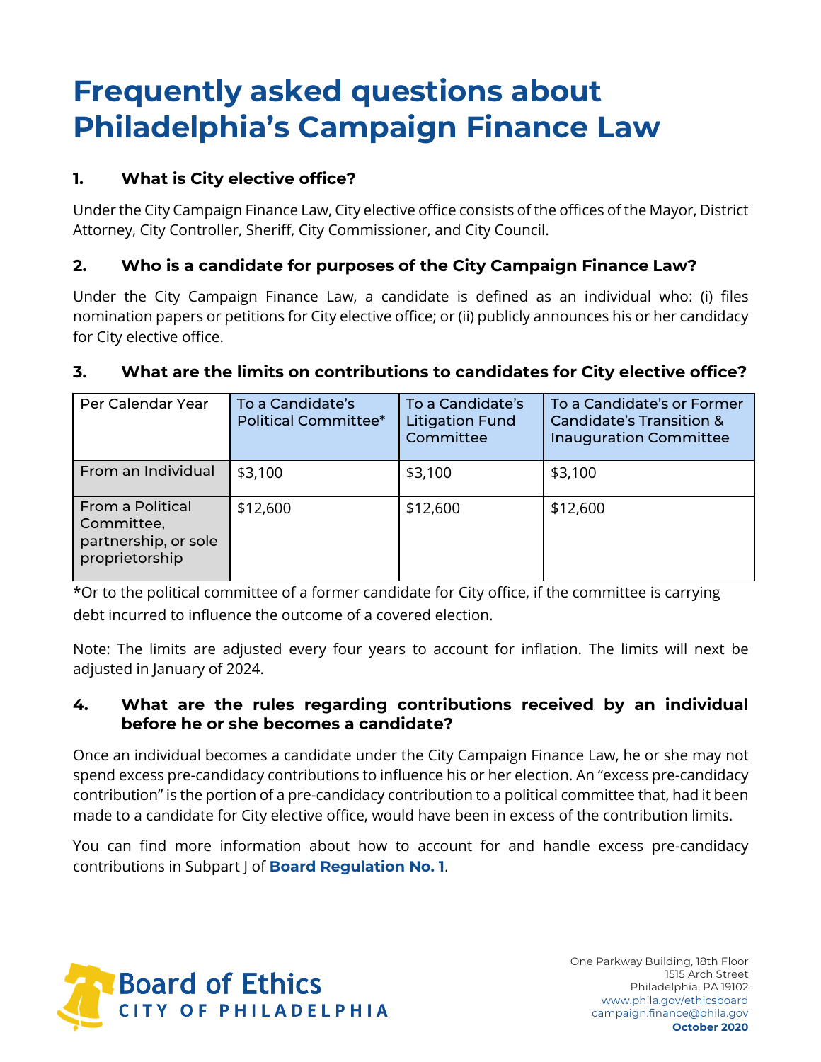# Frequently asked questions about Philadelphia's Campaign Finance Law

## 1. What is City elective office?

Under the City Campaign Finance Law, City elective office consists of the offices of the Mayor, District Attorney, City Controller, Sheriff, City Commissioner, and City Council.

## 2. Who is a candidate for purposes of the City Campaign Finance Law?

Under the City Campaign Finance Law, a candidate is defined as an individual who: (i) files nomination papers or petitions for City elective office; or (ii) publicly announces his or her candidacy for City elective office.

## 3. What are the limits on contributions to candidates for City elective office?

| Per Calendar Year | To a Candidate's Political Committee* | To a Candidate's Litigation Fund Committee | To a Candidate's or Former Candidate's Transition & Inauguration Committee |
|---|---|---|---|
| From an Individual | $3,100 | $3,100 | $3,100 |
| From a Political Committee, partnership, or sole proprietorship | $12,600 | $12,600 | $12,600 |

*Or to the political committee of a former candidate for City office, if the committee is carrying debt incurred to influence the outcome of a covered election.

Note: The limits are adjusted every four years to account for inflation. The limits will next be adjusted in January of 2024.

## 4. What are the rules regarding contributions received by an individual before he or she becomes a candidate?

Once an individual becomes a candidate under the City Campaign Finance Law, he or she may not spend excess pre-candidacy contributions to influence his or her election. An "excess pre-candidacy contribution" is the portion of a pre-candidacy contribution to a political committee that, had it been made to a candidate for City elective office, would have been in excess of the contribution limits.

You can find more information about how to account for and handle excess pre-candidacy contributions in Subpart J of **Board Regulation No. 1**.

Board of Ethics
CITY OF PHILADELPHIA

One Parkway Building, 18th Floor
1515 Arch Street
Philadelphia, PA 19102
www.phila.gov/ethicsboard
campaign.finance@phila.gov
**October 2020**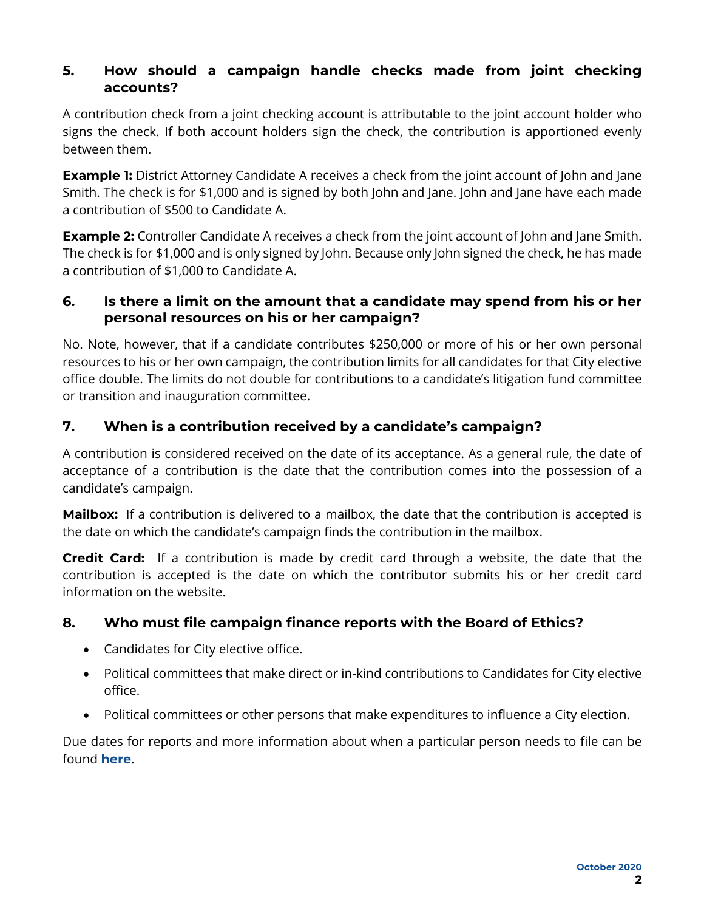### 5. How should a campaign handle checks made from joint checking accounts?

A contribution check from a joint checking account is attributable to the joint account holder who signs the check. If both account holders sign the check, the contribution is apportioned evenly between them.

**Example 1:** District Attorney Candidate A receives a check from the joint account of John and Jane Smith. The check is for $1,000 and is signed by both John and Jane. John and Jane have each made a contribution of $500 to Candidate A.

**Example 2:** Controller Candidate A receives a check from the joint account of John and Jane Smith. The check is for $1,000 and is only signed by John. Because only John signed the check, he has made a contribution of $1,000 to Candidate A.

### 6. Is there a limit on the amount that a candidate may spend from his or her personal resources on his or her campaign?

No. Note, however, that if a candidate contributes $250,000 or more of his or her own personal resources to his or her own campaign, the contribution limits for all candidates for that City elective office double. The limits do not double for contributions to a candidate's litigation fund committee or transition and inauguration committee.

### 7. When is a contribution received by a candidate's campaign?

A contribution is considered received on the date of its acceptance. As a general rule, the date of acceptance of a contribution is the date that the contribution comes into the possession of a candidate's campaign.

**Mailbox:** If a contribution is delivered to a mailbox, the date that the contribution is accepted is the date on which the candidate's campaign finds the contribution in the mailbox.

**Credit Card:** If a contribution is made by credit card through a website, the date that the contribution is accepted is the date on which the contributor submits his or her credit card information on the website.

### 8. Who must file campaign finance reports with the Board of Ethics?

- Candidates for City elective office.
- Political committees that make direct or in-kind contributions to Candidates for City elective office.
- Political committees or other persons that make expenditures to influence a City election.

Due dates for reports and more information about when a particular person needs to file can be found **here**.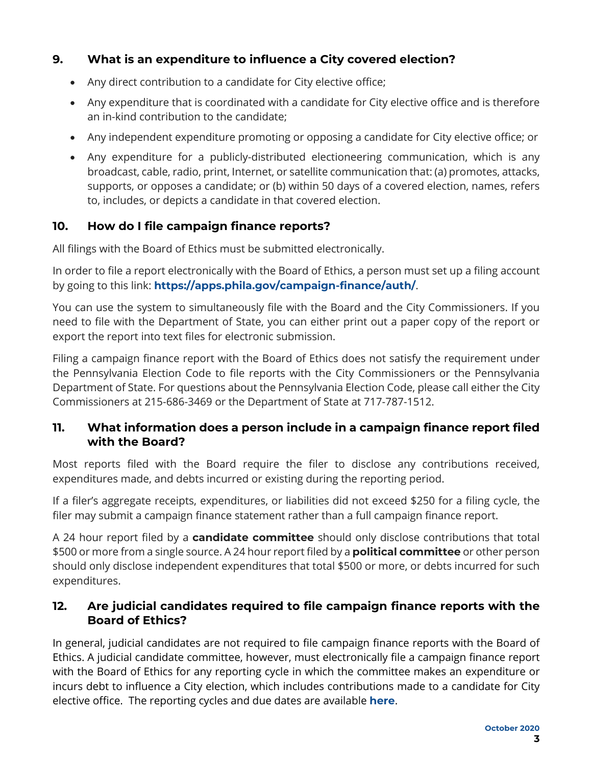## 9. What is an expenditure to influence a City covered election?

- Any direct contribution to a candidate for City elective office;
- Any expenditure that is coordinated with a candidate for City elective office and is therefore an in-kind contribution to the candidate;
- Any independent expenditure promoting or opposing a candidate for City elective office; or
- Any expenditure for a publicly-distributed electioneering communication, which is any broadcast, cable, radio, print, Internet, or satellite communication that: (a) promotes, attacks, supports, or opposes a candidate; or (b) within 50 days of a covered election, names, refers to, includes, or depicts a candidate in that covered election.

## 10. How do I file campaign finance reports?

All filings with the Board of Ethics must be submitted electronically.

In order to file a report electronically with the Board of Ethics, a person must set up a filing account by going to this link: **https://apps.phila.gov/campaign-finance/auth/**.

You can use the system to simultaneously file with the Board and the City Commissioners. If you need to file with the Department of State, you can either print out a paper copy of the report or export the report into text files for electronic submission.

Filing a campaign finance report with the Board of Ethics does not satisfy the requirement under the Pennsylvania Election Code to file reports with the City Commissioners or the Pennsylvania Department of State. For questions about the Pennsylvania Election Code, please call either the City Commissioners at 215-686-3469 or the Department of State at 717-787-1512.

## 11. What information does a person include in a campaign finance report filed with the Board?

Most reports filed with the Board require the filer to disclose any contributions received, expenditures made, and debts incurred or existing during the reporting period.

If a filer's aggregate receipts, expenditures, or liabilities did not exceed $250 for a filing cycle, the filer may submit a campaign finance statement rather than a full campaign finance report.

A 24 hour report filed by a **candidate committee** should only disclose contributions that total $500 or more from a single source. A 24 hour report filed by a **political committee** or other person should only disclose independent expenditures that total $500 or more, or debts incurred for such expenditures.

## 12. Are judicial candidates required to file campaign finance reports with the Board of Ethics?

In general, judicial candidates are not required to file campaign finance reports with the Board of Ethics. A judicial candidate committee, however, must electronically file a campaign finance report with the Board of Ethics for any reporting cycle in which the committee makes an expenditure or incurs debt to influence a City election, which includes contributions made to a candidate for City elective office. The reporting cycles and due dates are available **here**.

October 2020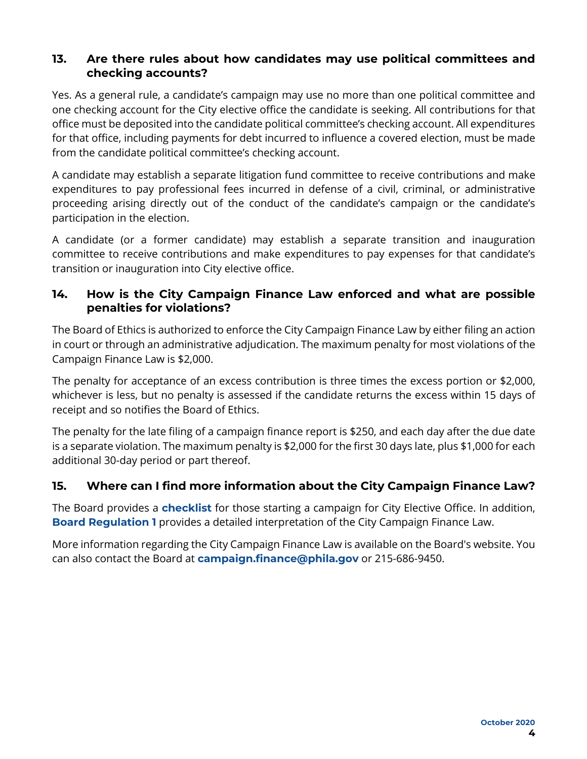## 13. Are there rules about how candidates may use political committees and checking accounts?

Yes. As a general rule, a candidate's campaign may use no more than one political committee and one checking account for the City elective office the candidate is seeking. All contributions for that office must be deposited into the candidate political committee's checking account. All expenditures for that office, including payments for debt incurred to influence a covered election, must be made from the candidate political committee's checking account.

A candidate may establish a separate litigation fund committee to receive contributions and make expenditures to pay professional fees incurred in defense of a civil, criminal, or administrative proceeding arising directly out of the conduct of the candidate's campaign or the candidate's participation in the election.

A candidate (or a former candidate) may establish a separate transition and inauguration committee to receive contributions and make expenditures to pay expenses for that candidate's transition or inauguration into City elective office.

## 14. How is the City Campaign Finance Law enforced and what are possible penalties for violations?

The Board of Ethics is authorized to enforce the City Campaign Finance Law by either filing an action in court or through an administrative adjudication. The maximum penalty for most violations of the Campaign Finance Law is $2,000.

The penalty for acceptance of an excess contribution is three times the excess portion or $2,000, whichever is less, but no penalty is assessed if the candidate returns the excess within 15 days of receipt and so notifies the Board of Ethics.

The penalty for the late filing of a campaign finance report is $250, and each day after the due date is a separate violation. The maximum penalty is $2,000 for the first 30 days late, plus $1,000 for each additional 30-day period or part thereof.

## 15. Where can I find more information about the City Campaign Finance Law?

The Board provides a **checklist** for those starting a campaign for City Elective Office. In addition, **Board Regulation 1** provides a detailed interpretation of the City Campaign Finance Law.

More information regarding the City Campaign Finance Law is available on the Board's website. You can also contact the Board at **campaign.finance@phila.gov** or 215-686-9450.

October 2020